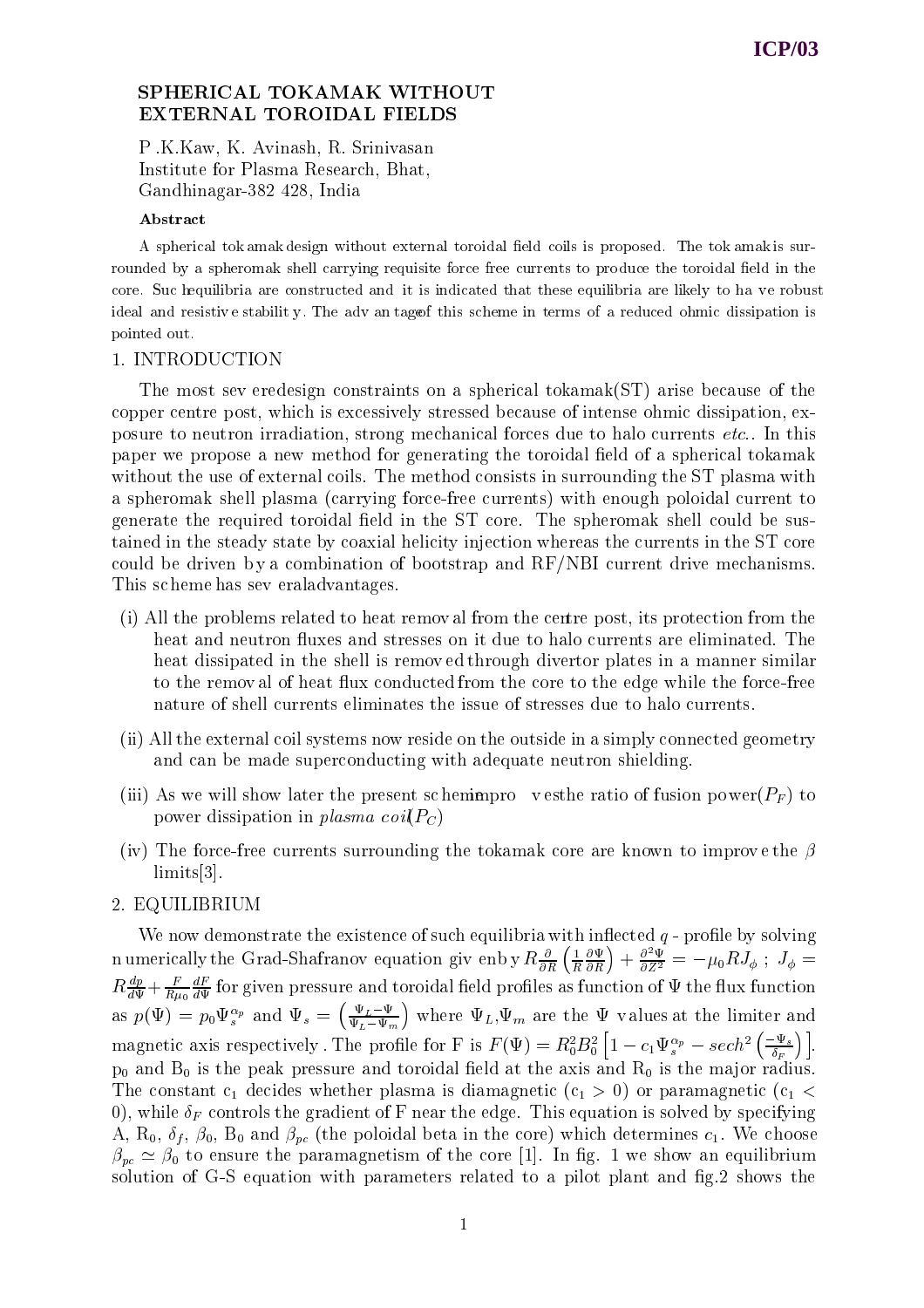# SPHERICAL TOKAMAK WITHOUT EXTERNAL TOROIDAL FIELDS

P .K.Kaw, K. Avinash, R. Srinivasan
Institute for Plasma Research, Bhat,
Gandhinagar-382 428, India

### Abstract

A spherical tokamak design without external toroidal field coils is proposed. The tokamak is surrounded by a spheromak shell carrying requisite force free currents to produce the toroidal field in the core. Such equilibria are constructed and it is indicated that these equilibria are likely to have robust ideal and resistive stability. The advantage of this scheme in terms of a reduced ohmic dissipation is pointed out.

## 1. INTRODUCTION

The most severe design constraints on a spherical tokamak(ST) arise because of the copper centre post, which is excessively stressed because of intense ohmic dissipation, exposure to neutron irradiation, strong mechanical forces due to halo currents *etc.*. In this paper we propose a new method for generating the toroidal field of a spherical tokamak without the use of external coils. The method consists in surrounding the ST plasma with a spheromak shell plasma (carrying force-free currents) with enough poloidal current to generate the required toroidal field in the ST core. The spheromak shell could be sustained in the steady state by coaxial helicity injection whereas the currents in the ST core could be driven by a combination of bootstrap and RF/NBI current drive mechanisms. This scheme has several advantages.

(i) All the problems related to heat removal from the centre post, its protection from the heat and neutron fluxes and stresses on it due to halo currents are eliminated. The heat dissipated in the shell is removed through divertor plates in a manner similar to the removal of heat flux conducted from the core to the edge while the force-free nature of shell currents eliminates the issue of stresses due to halo currents.

(ii) All the external coil systems now reside on the outside in a simply connected geometry and can be made superconducting with adequate neutron shielding.

(iii) As we will show later the present scheme improves the ratio of fusion power($P_F$) to power dissipation in *plasma coil*($P_C$)

(iv) The force-free currents surrounding the tokamak core are known to improve the $\beta$ limits[3].

## 2. EQUILIBRIUM

We now demonstrate the existence of such equilibria with inflected $q$ - profile by solving numerically the Grad-Shafranov equation given by $R\frac{\partial}{\partial R}\left(\frac{1}{R}\frac{\partial \Psi}{\partial R}\right) + \frac{\partial^2 \Psi}{\partial Z^2} = -\mu_0 R J_\phi$ ; $J_\phi = R\frac{dp}{d\Psi} + \frac{F}{R\mu_0}\frac{dF}{d\Psi}$ for given pressure and toroidal field profiles as function of $\Psi$ the flux function as $p(\Psi) = p_0 \Psi_s^{\alpha_p}$ and $\Psi_s = \left(\frac{\Psi_L - \Psi}{\Psi_L - \Psi_m}\right)$ where $\Psi_L$,$\Psi_m$ are the $\Psi$ values at the limiter and magnetic axis respectively . The profile for F is $F(\Psi) = R_0^2 B_0^2 \left[1 - c_1 \Psi_s^{\alpha_p} - sech^2\left(\frac{-\Psi_s}{\delta_F}\right)\right]$. $p_0$ and $B_0$ is the peak pressure and toroidal field at the axis and $R_0$ is the major radius. The constant $c_1$ decides whether plasma is diamagnetic ($c_1 > 0$) or paramagnetic ($c_1 < 0$), while $\delta_F$ controls the gradient of F near the edge. This equation is solved by specifying A, $R_0$, $\delta_f$, $\beta_0$, $B_0$ and $\beta_{pc}$ (the poloidal beta in the core) which determines $c_1$. We choose $\beta_{pc} \simeq \beta_0$ to ensure the paramagnetism of the core [1]. In fig. 1 we show an equilibrium solution of G-S equation with parameters related to a pilot plant and fig.2 shows the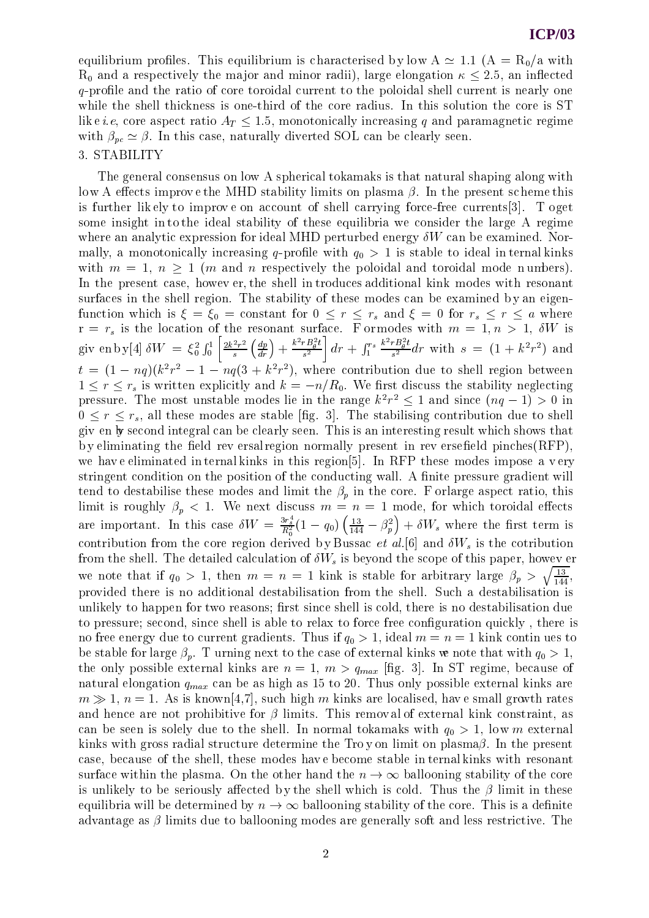equilibrium profiles. This equilibrium is characterised by low A $\simeq$ 1.1 (A = $R_0$/a with $R_0$ and a respectively the major and minor radii), large elongation $\kappa \leq 2.5$, an inflected $q$-profile and the ratio of core toroidal current to the poloidal shell current is nearly one while the shell thickness is one-third of the core radius. In this solution the core is ST like *i.e*, core aspect ratio $A_T \leq 1.5$, monotonically increasing $q$ and paramagnetic regime with $\beta_{pc} \simeq \beta$. In this case, naturally diverted SOL can be clearly seen.

## 3. STABILITY

The general consensus on low A spherical tokamaks is that natural shaping along with low A effects improve the MHD stability limits on plasma $\beta$. In the present scheme this is further likely to improve on account of shell carrying force-free currents[3]. To get some insight into the ideal stability of these equilibria we consider the large A regime where an analytic expression for ideal MHD perturbed energy $\delta W$ can be examined. Normally, a monotonically increasing $q$-profile with $q_0 > 1$ is stable to ideal internal kinks with $m = 1$, $n \geq 1$ ($m$ and $n$ respectively the poloidal and toroidal mode numbers). In the present case, however, the shell introduces additional kink modes with resonant surfaces in the shell region. The stability of these modes can be examined by an eigenfunction which is $\xi = \xi_0 =$ constant for $0 \leq r \leq r_s$ and $\xi = 0$ for $r_s \leq r \leq a$ where $r = r_s$ is the location of the resonant surface. For modes with $m = 1, n > 1$, $\delta W$ is given by[4] $\delta W = \xi_0^2 \int_0^1 \left[\frac{2k^2r^2}{s}\left(\frac{dp}{dr}\right) + \frac{k^2 r B_\theta^2 t}{s^2}\right] dr + \int_1^{r_s} \frac{k^2 r B_\theta^2 t}{s^2} dr$ with $s = (1 + k^2r^2)$ and $t = (1 - nq)(k^2r^2 - 1 - nq(3 + k^2r^2)$, where contribution due to shell region between $1 \leq r \leq r_s$ is written explicitly and $k = -n/R_0$. We first discuss the stability neglecting pressure. The most unstable modes lie in the range $k^2r^2 \leq 1$ and since $(nq - 1) > 0$ in $0 \leq r \leq r_s$, all these modes are stable [fig. 3]. The stabilising contribution due to shell given by second integral can be clearly seen. This is an interesting result which shows that by eliminating the field reversal region normally present in reverse field pinches(RFP), we have eliminated internal kinks in this region[5]. In RFP these modes impose a very stringent condition on the position of the conducting wall. A finite pressure gradient will tend to destabilise these modes and limit the $\beta_p$ in the core. For large aspect ratio, this limit is roughly $\beta_p < 1$. We next discuss $m = n = 1$ mode, for which toroidal effects are important. In this case $\delta W = \frac{3r_s^4}{R_0^2}(1 - q_0)\left(\frac{13}{144} - \beta_p^2\right) + \delta W_s$ where the first term is contribution from the core region derived by Bussac *et al.*[6] and $\delta W_s$ is the cotribution from the shell. The detailed calculation of $\delta W_s$ is beyond the scope of this paper, however we note that if $q_0 > 1$, then $m = n = 1$ kink is stable for arbitrary large $\beta_p > \sqrt{\frac{13}{144}}$, provided there is no additional destabilisation from the shell. Such a destabilisation is unlikely to happen for two reasons; first since shell is cold, there is no destabilisation due to pressure; second, since shell is able to relax to force free configuration quickly , there is no free energy due to current gradients. Thus if $q_0 > 1$, ideal $m = n = 1$ kink continues to be stable for large $\beta_p$. Turning next to the case of external kinks we note that with $q_0 > 1$, the only possible external kinks are $n = 1$, $m > q_{max}$ [fig. 3]. In ST regime, because of natural elongation $q_{max}$ can be as high as 15 to 20. Thus only possible external kinks are $m \gg 1$, $n = 1$. As is known[4,7], such high $m$ kinks are localised, have small growth rates and hence are not prohibitive for $\beta$ limits. This removal of external kink constraint, as can be seen is solely due to the shell. In normal tokamaks with $q_0 > 1$, low $m$ external kinks with gross radial structure determine the Troyon limit on plasma$\beta$. In the present case, because of the shell, these modes have become stable internal kinks with resonant surface within the plasma. On the other hand the $n \to \infty$ ballooning stability of the core is unlikely to be seriously affected by the shell which is cold. Thus the $\beta$ limit in these equilibria will be determined by $n \to \infty$ ballooning stability of the core. This is a definite advantage as $\beta$ limits due to ballooning modes are generally soft and less restrictive. The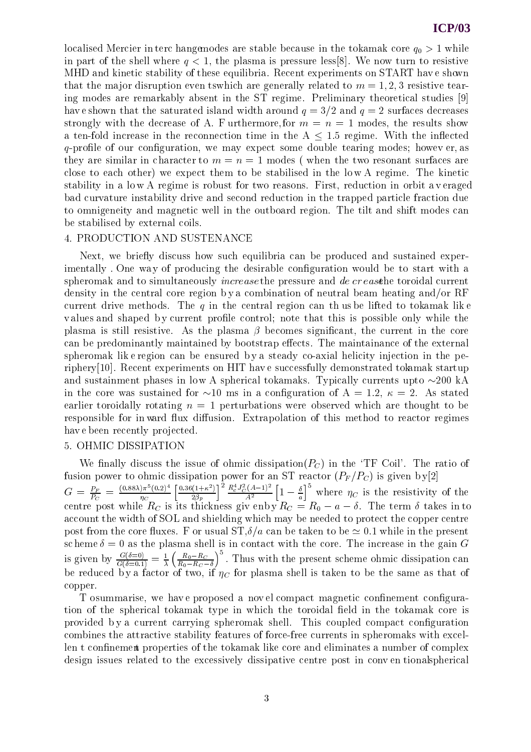localised Mercier interchange modes are stable because in the tokamak core $q_0 > 1$ while in part of the shell where $q < 1$, the plasma is pressure less[8]. We now turn to resistive MHD and kinetic stability of these equilibria. Recent experiments on START have shown that the major disruption events which are generally related to $m = 1, 2, 3$ resistive tearing modes are remarkably absent in the ST regime. Preliminary theoretical studies [9] have shown that the saturated island width around $q = 3/2$ and $q = 2$ surfaces decreases strongly with the decrease of A. Furthermore, for $m = n = 1$ modes, the results show a ten-fold increase in the reconnection time in the $A \leq 1.5$ regime. With the inflected $q$-profile of our configuration, we may expect some double tearing modes; however, as they are similar in character to $m = n = 1$ modes ( when the two resonant surfaces are close to each other) we expect them to be stabilised in the low A regime. The kinetic stability in a low A regime is robust for two reasons. First, reduction in orbit averaged bad curvature instability drive and second reduction in the trapped particle fraction due to omnigeneity and magnetic well in the outboard region. The tilt and shift modes can be stabilised by external coils.

## 4. PRODUCTION AND SUSTENANCE

Next, we briefly discuss how such equilibria can be produced and sustained experimentally . One way of producing the desirable configuration would be to start with a spheromak and to simultaneously *increase* the pressure and *decrease* the toroidal current density in the central core region by a combination of neutral beam heating and/or RF current drive methods. The $q$ in the central region can thus be lifted to tokamak like values and shaped by current profile control; note that this is possible only while the plasma is still resistive. As the plasma $\beta$ becomes significant, the current in the core can be predominantly maintained by bootstrap effects. The maintainance of the external spheromak like region can be ensured by a steady co-axial helicity injection in the periphery[10]. Recent experiments on HIT have successfully demonstrated tokamak startup and sustainment phases in low A spherical tokamaks. Typically currents upto $\sim$200 kA in the core was sustained for $\sim$10 ms in a configuration of $A = 1.2$, $\kappa = 2$. As stated earlier toroidally rotating $n = 1$ perturbations were observed which are thought to be responsible for inward flux diffusion. Extrapolation of this method to reactor regimes have been recently projected.

## 5. OHMIC DISSIPATION

We finally discuss the issue of ohmic dissipation($P_C$) in the 'TF Coil'. The ratio of fusion power to ohmic dissipation power for an ST reactor ($P_F/P_C$) is given by[2] $G = \frac{P_F}{P_C} = \frac{(0.88\lambda)\pi^5(0.2)^4}{\eta_C}\left[\frac{0.36(1+\kappa^2)}{2\beta_p}\right]^2 \frac{R_c^4 J_C^2 (A-1)^2}{A^2}\left[1 - \frac{\delta}{a}\right]^5$ where $\eta_C$ is the resistivity of the centre post while $R_C$ is its thickness given by $R_C = R_0 - a - \delta$. The term $\delta$ takes into account the width of SOL and shielding which may be needed to protect the copper centre post from the core fluxes. For usual ST, $\delta/a$ can be taken to be $\simeq 0.1$ while in the present scheme $\delta = 0$ as the plasma shell is in contact with the core. The increase in the gain $G$ is given by $\frac{G(\delta=0)}{G(\delta=0.1)} = \frac{1}{\lambda}\left(\frac{R_0 - R_C}{R_0 - R_C - \delta}\right)^5$. Thus with the present scheme ohmic dissipation can be reduced by a factor of two, if $\eta_C$ for plasma shell is taken to be the same as that of copper.

To summarise, we have proposed a novel compact magnetic confinement configuration of the spherical tokamak type in which the toroidal field in the tokamak core is provided by a current carrying spheromak shell. This coupled compact configuration combines the attractive stability features of force-free currents in spheromaks with excellent confinement properties of the tokamak like core and eliminates a number of complex design issues related to the excessively dissipative centre post in conventional spherical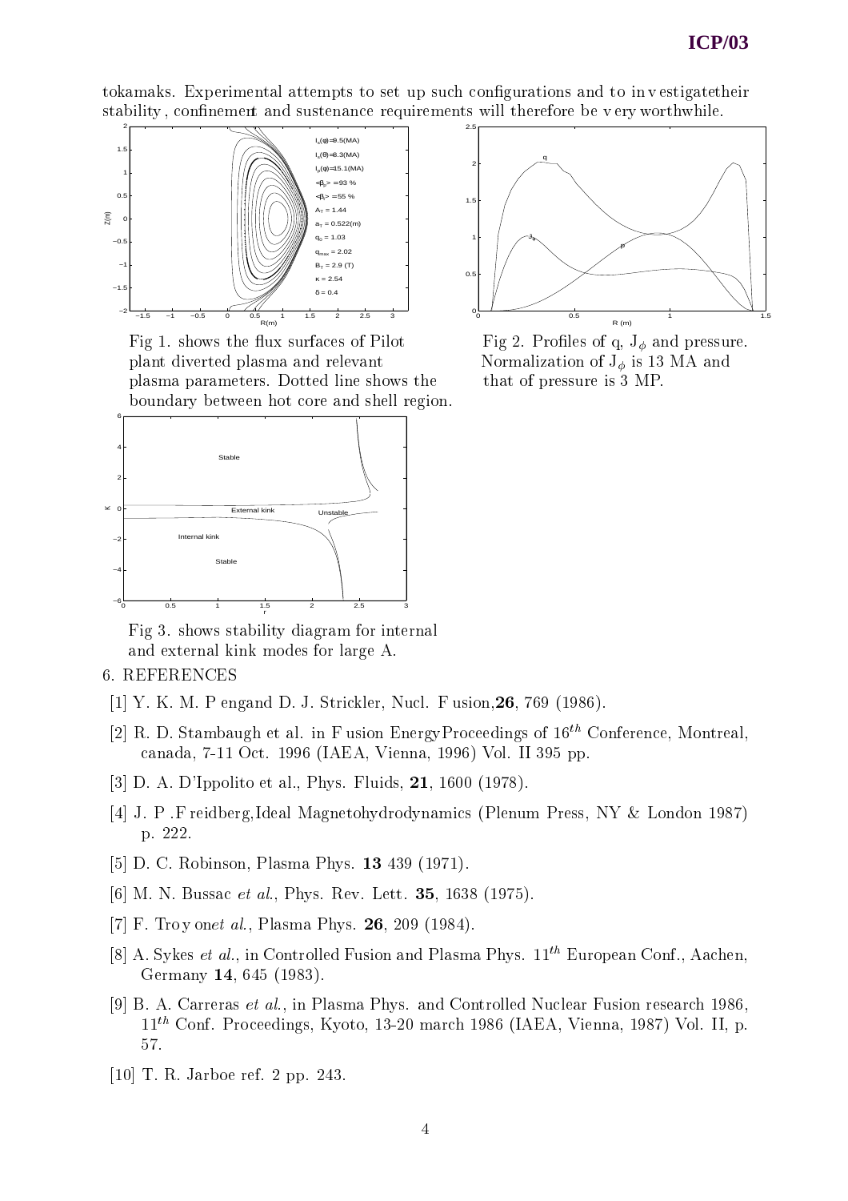tokamaks. Experimental attempts to set up such configurations and to investigatetheir stability, confinement and sustenance requirements will therefore be very worthwhile.

$I_s(\phi)$=9.5(MA)
$I_s(\theta)$=8.3(MA)
$I_p(\phi)$=15.1(MA)
$<\beta_p>$ =93 %
$<\beta_t>$ =55 %
$A_T$ = 1.44
$a_T$ = 0.522(m)
$q_0$ = 1.03
$q_{max}$ = 2.02
$B_T$ = 2.9 (T)
κ = 2.54
δ = 0.4

Z(m)
R(m)

Fig 1. shows the flux surfaces of Pilot plant diverted plasma and relevant plasma parameters. Dotted line shows the boundary between hot core and shell region.

q
$J_\phi$
p
R (m)

Fig 2. Profiles of q, $J_\phi$ and pressure. Normalization of $J_\phi$ is 13 MA and that of pressure is 3 MP.

Stable
External kink
Unstable
Internal kink
Stable
K
r

Fig 3. shows stability diagram for internal and external kink modes for large A.

## 6. REFERENCES

[1] Y. K. M. Peng and D. J. Strickler, Nucl. Fusion, **26**, 769 (1986).

[2] R. D. Stambaugh et al. in Fusion Energy Proceedings of $16^{th}$ Conference, Montreal, canada, 7-11 Oct. 1996 (IAEA, Vienna, 1996) Vol. II 395 pp.

[3] D. A. D'Ippolito et al., Phys. Fluids, **21**, 1600 (1978).

[4] J. P. Freidberg, Ideal Magnetohydrodynamics (Plenum Press, NY & London 1987) p. 222.

[5] D. C. Robinson, Plasma Phys. **13** 439 (1971).

[6] M. N. Bussac *et al.*, Phys. Rev. Lett. **35**, 1638 (1975).

[7] F. Troyon *et al.*, Plasma Phys. **26**, 209 (1984).

[8] A. Sykes *et al.*, in Controlled Fusion and Plasma Phys. $11^{th}$ European Conf., Aachen, Germany **14**, 645 (1983).

[9] B. A. Carreras *et al.*, in Plasma Phys. and Controlled Nuclear Fusion research 1986, $11^{th}$ Conf. Proceedings, Kyoto, 13-20 march 1986 (IAEA, Vienna, 1987) Vol. II, p. 57.

[10] T. R. Jarboe ref. 2 pp. 243.